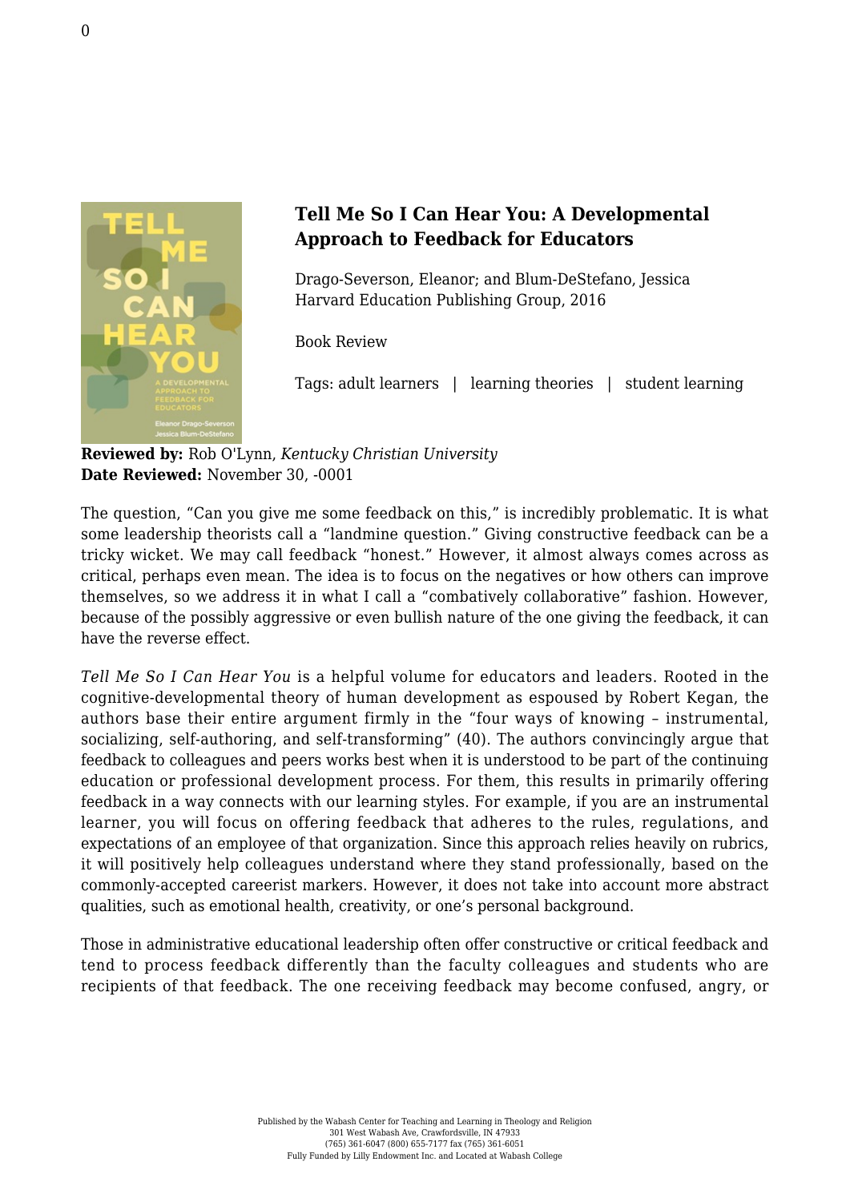## Tell Me So I Can Hear You: A Developmental Approach to Feedback for Educators

Drago-Severson, Eleanor; and Blum-DeStefano, Jessica
Harvard Education Publishing Group, 2016

Book Review

Tags: adult learners | learning theories | student learning

**Reviewed by:** Rob O'Lynn, *Kentucky Christian University*
**Date Reviewed:** November 30, -0001

The question, "Can you give me some feedback on this," is incredibly problematic. It is what some leadership theorists call a "landmine question." Giving constructive feedback can be a tricky wicket. We may call feedback "honest." However, it almost always comes across as critical, perhaps even mean. The idea is to focus on the negatives or how others can improve themselves, so we address it in what I call a "combatively collaborative" fashion. However, because of the possibly aggressive or even bullish nature of the one giving the feedback, it can have the reverse effect.

*Tell Me So I Can Hear You* is a helpful volume for educators and leaders. Rooted in the cognitive-developmental theory of human development as espoused by Robert Kegan, the authors base their entire argument firmly in the "four ways of knowing – instrumental, socializing, self-authoring, and self-transforming" (40). The authors convincingly argue that feedback to colleagues and peers works best when it is understood to be part of the continuing education or professional development process. For them, this results in primarily offering feedback in a way connects with our learning styles. For example, if you are an instrumental learner, you will focus on offering feedback that adheres to the rules, regulations, and expectations of an employee of that organization. Since this approach relies heavily on rubrics, it will positively help colleagues understand where they stand professionally, based on the commonly-accepted careerist markers. However, it does not take into account more abstract qualities, such as emotional health, creativity, or one's personal background.

Those in administrative educational leadership often offer constructive or critical feedback and tend to process feedback differently than the faculty colleagues and students who are recipients of that feedback. The one receiving feedback may become confused, angry, or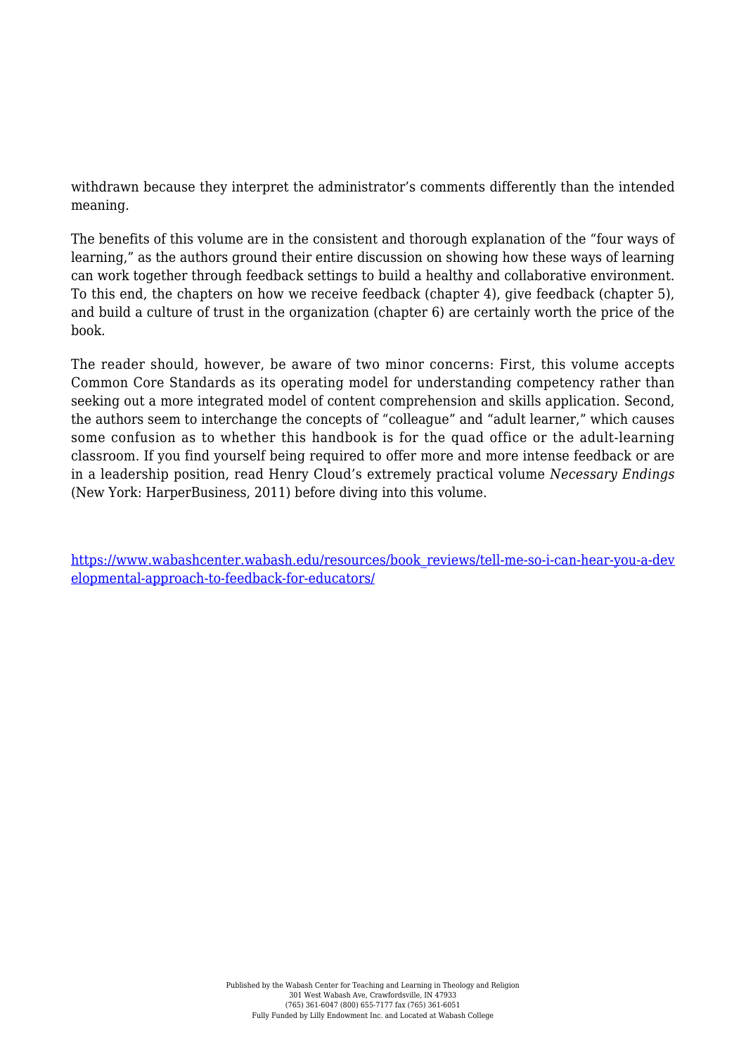withdrawn because they interpret the administrator's comments differently than the intended meaning.

The benefits of this volume are in the consistent and thorough explanation of the "four ways of learning," as the authors ground their entire discussion on showing how these ways of learning can work together through feedback settings to build a healthy and collaborative environment. To this end, the chapters on how we receive feedback (chapter 4), give feedback (chapter 5), and build a culture of trust in the organization (chapter 6) are certainly worth the price of the book.

The reader should, however, be aware of two minor concerns: First, this volume accepts Common Core Standards as its operating model for understanding competency rather than seeking out a more integrated model of content comprehension and skills application. Second, the authors seem to interchange the concepts of "colleague" and "adult learner," which causes some confusion as to whether this handbook is for the quad office or the adult-learning classroom. If you find yourself being required to offer more and more intense feedback or are in a leadership position, read Henry Cloud's extremely practical volume *Necessary Endings* (New York: HarperBusiness, 2011) before diving into this volume.

[https://www.wabashcenter.wabash.edu/resources/book_reviews/tell-me-so-i-can-hear-you-a-developmental-approach-to-feedback-for-educators/](https://www.wabashcenter.wabash.edu/resources/book_reviews/tell-me-so-i-can-hear-you-a-developmental-approach-to-feedback-for-educators/)

Published by the Wabash Center for Teaching and Learning in Theology and Religion
301 West Wabash Ave, Crawfordsville, IN 47933
(765) 361-6047 (800) 655-7177 fax (765) 361-6051
Fully Funded by Lilly Endowment Inc. and Located at Wabash College